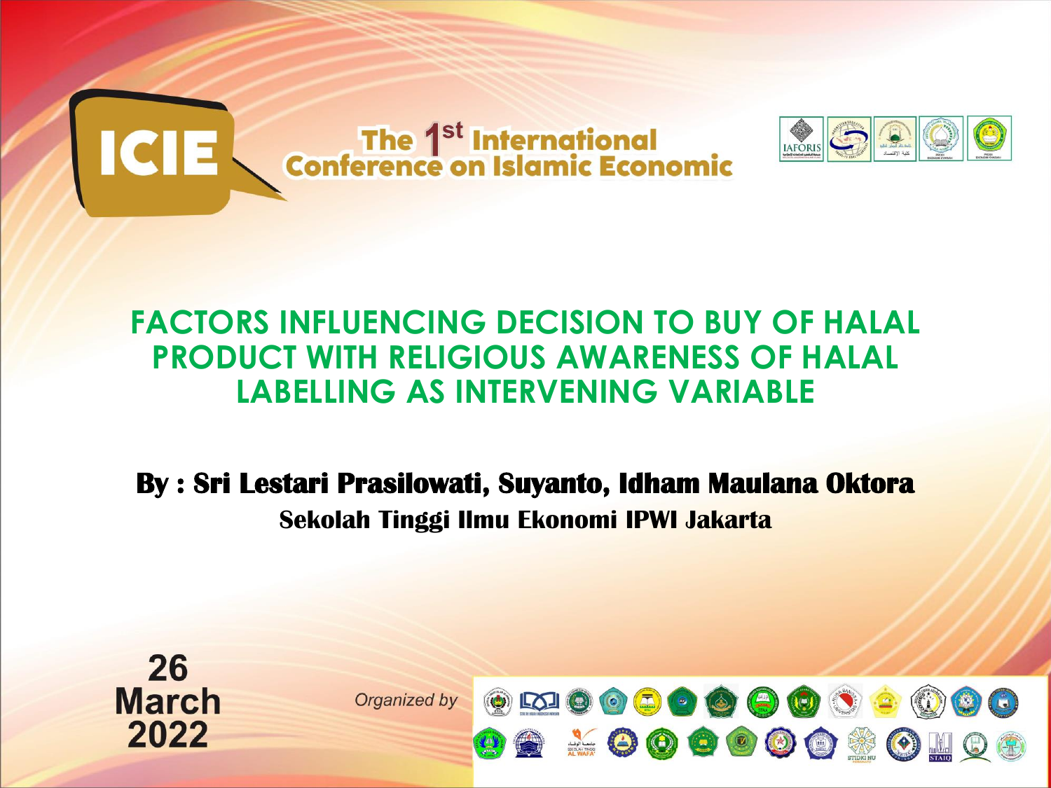ICIE

The 1st International Conference on Islamic Economic

# FACTORS INFLUENCING DECISION TO BUY OF HALAL PRODUCT WITH RELIGIOUS AWARENESS OF HALAL LABELLING AS INTERVENING VARIABLE

**By : Sri Lestari Prasilowati, Suyanto, Idham Maulana Oktora**

**Sekolah Tinggi Ilmu Ekonomi IPWI Jakarta**

**26 March 2022**

*Organized by*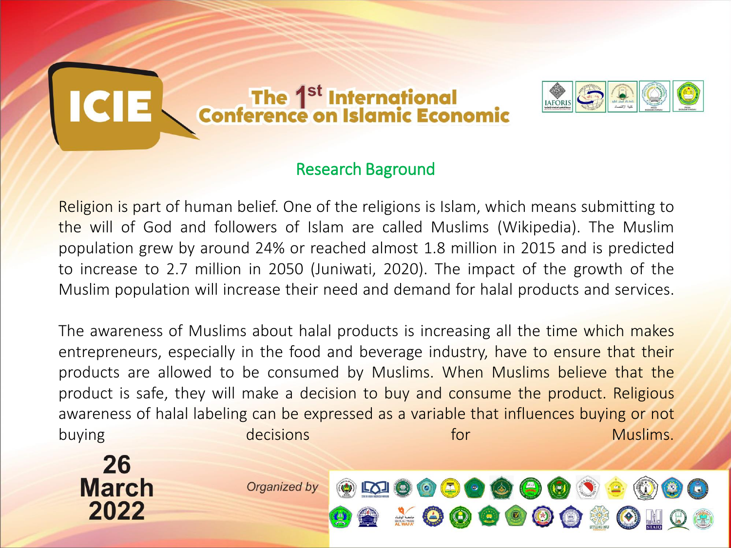## Research Baground

Religion is part of human belief. One of the religions is Islam, which means submitting to the will of God and followers of Islam are called Muslims (Wikipedia). The Muslim population grew by around 24% or reached almost 1.8 million in 2015 and is predicted to increase to 2.7 million in 2050 (Juniwati, 2020). The impact of the growth of the Muslim population will increase their need and demand for halal products and services.

The awareness of Muslims about halal products is increasing all the time which makes entrepreneurs, especially in the food and beverage industry, have to ensure that their products are allowed to be consumed by Muslims. When Muslims believe that the product is safe, they will make a decision to buy and consume the product. Religious awareness of halal labeling can be expressed as a variable that influences buying or not buying decisions for Muslims.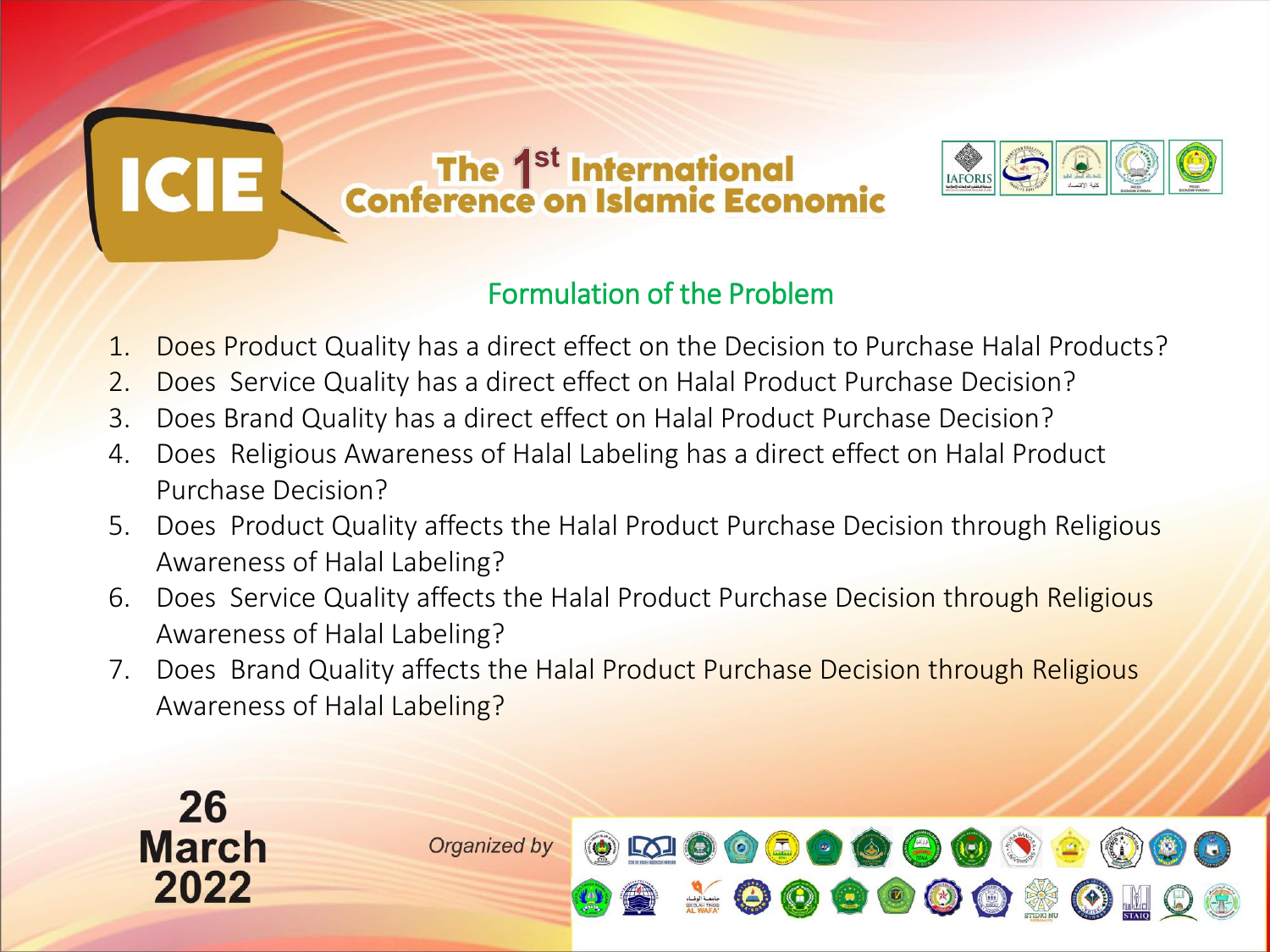## Formulation of the Problem

1. Does Product Quality has a direct effect on the Decision to Purchase Halal Products?
2. Does Service Quality has a direct effect on Halal Product Purchase Decision?
3. Does Brand Quality has a direct effect on Halal Product Purchase Decision?
4. Does Religious Awareness of Halal Labeling has a direct effect on Halal Product Purchase Decision?
5. Does Product Quality affects the Halal Product Purchase Decision through Religious Awareness of Halal Labeling?
6. Does Service Quality affects the Halal Product Purchase Decision through Religious Awareness of Halal Labeling?
7. Does Brand Quality affects the Halal Product Purchase Decision through Religious Awareness of Halal Labeling?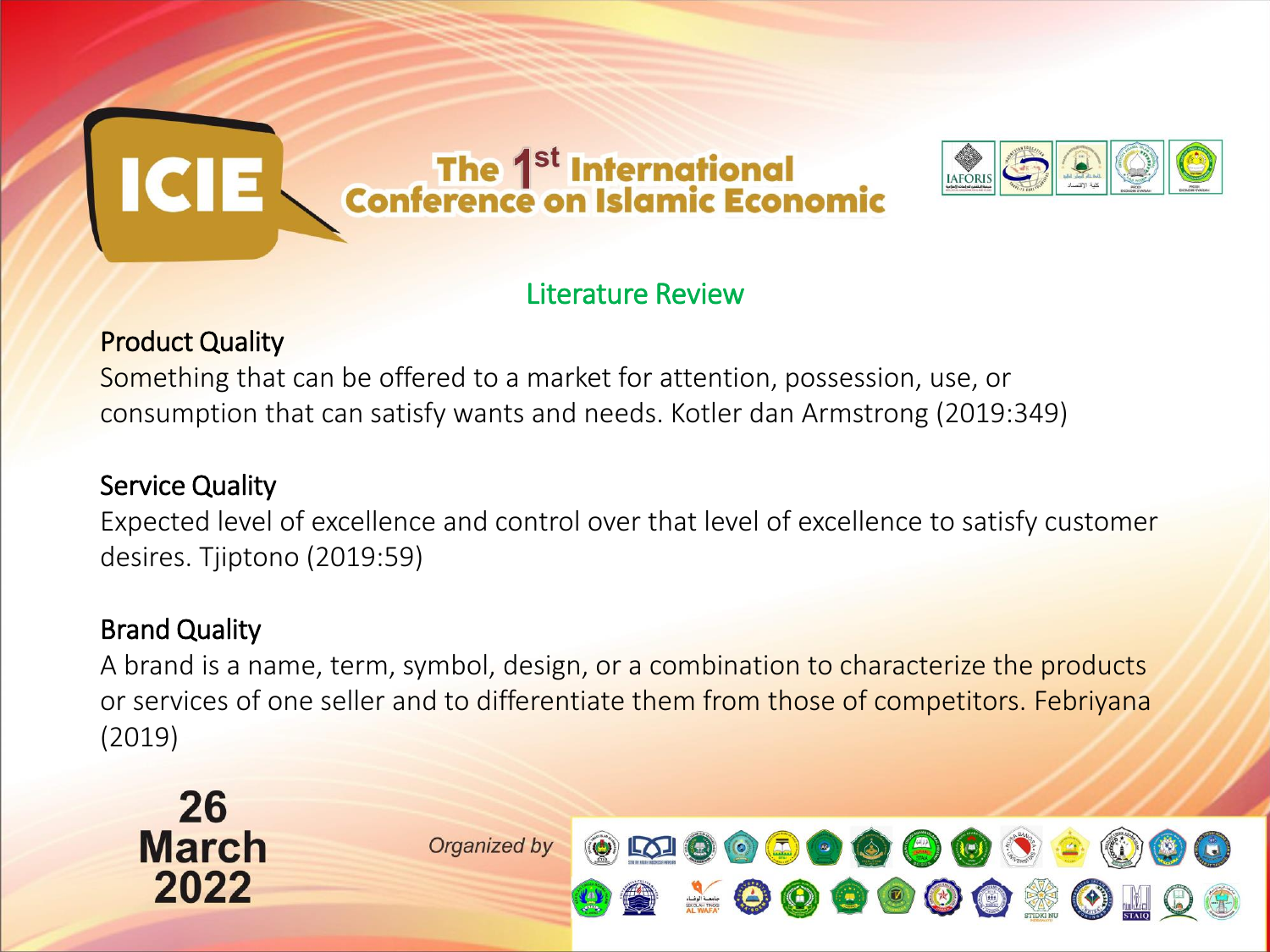## Literature Review

### Product Quality

Something that can be offered to a market for attention, possession, use, or consumption that can satisfy wants and needs. Kotler dan Armstrong (2019:349)

### Service Quality

Expected level of excellence and control over that level of excellence to satisfy customer desires. Tjiptono (2019:59)

### Brand Quality

A brand is a name, term, symbol, design, or a combination to characterize the products or services of one seller and to differentiate them from those of competitors. Febriyana (2019)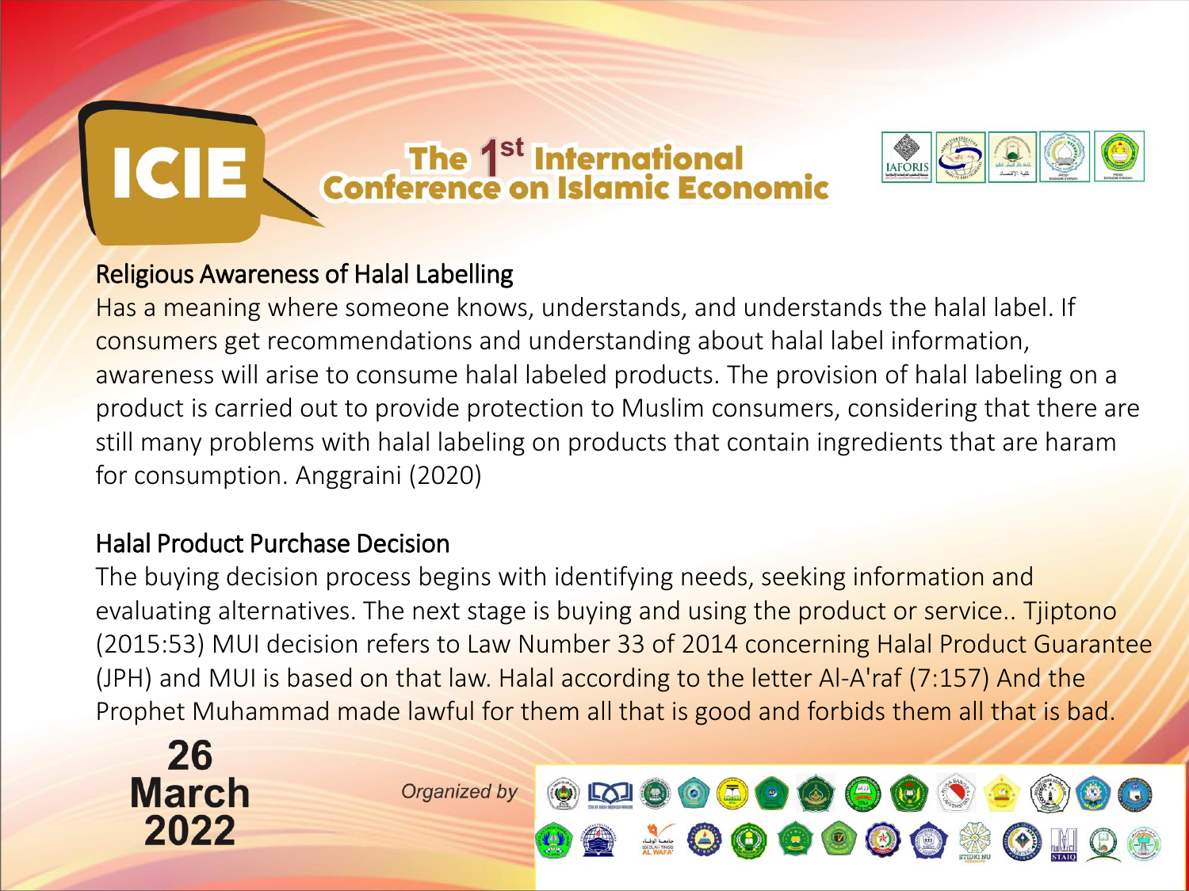## Religious Awareness of Halal Labelling

Has a meaning where someone knows, understands, and understands the halal label. If consumers get recommendations and understanding about halal label information, awareness will arise to consume halal labeled products. The provision of halal labeling on a product is carried out to provide protection to Muslim consumers, considering that there are still many problems with halal labeling on products that contain ingredients that are haram for consumption. Anggraini (2020)

## Halal Product Purchase Decision

The buying decision process begins with identifying needs, seeking information and evaluating alternatives. The next stage is buying and using the product or service.. Tjiptono (2015:53) MUI decision refers to Law Number 33 of 2014 concerning Halal Product Guarantee (JPH) and MUI is based on that law. Halal according to the letter Al-A'raf (7:157) And the Prophet Muhammad made lawful for them all that is good and forbids them all that is bad.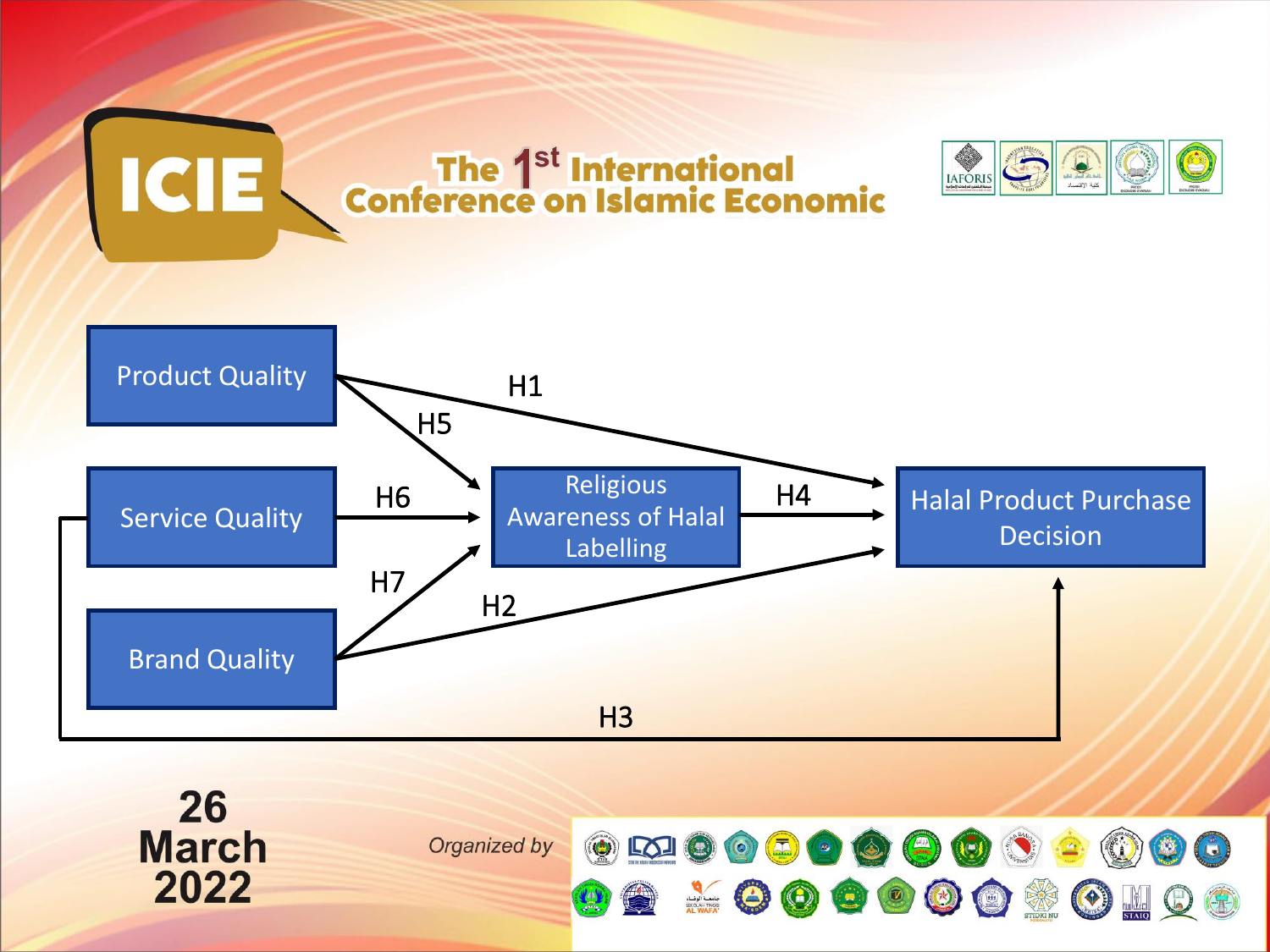ICIE

The 1st International Conference on Islamic Economic

Product Quality

Service Quality

Brand Quality

Religious Awareness of Halal Labelling

Halal Product Purchase Decision

H1

H2

H3

H4

H5

H6

H7

26 March 2022

*Organized by*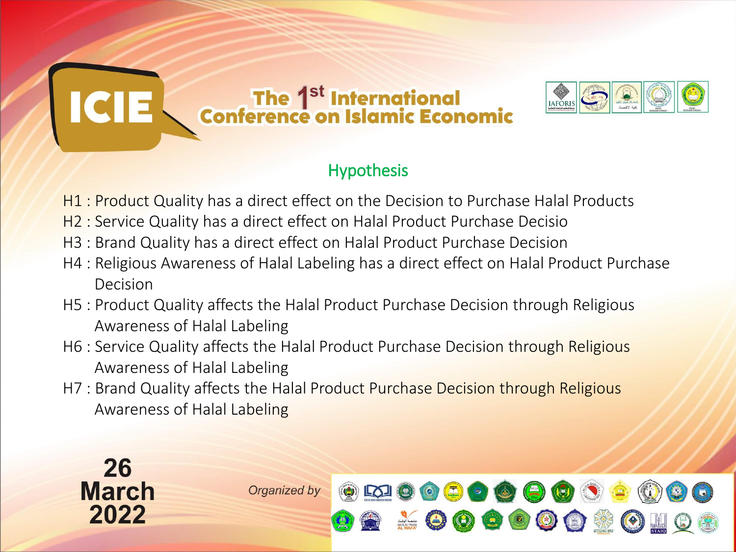## Hypothesis

H1 : Product Quality has a direct effect on the Decision to Purchase Halal Products

H2 : Service Quality has a direct effect on Halal Product Purchase Decisio

H3 : Brand Quality has a direct effect on Halal Product Purchase Decision

H4 : Religious Awareness of Halal Labeling has a direct effect on Halal Product Purchase Decision

H5 : Product Quality affects the Halal Product Purchase Decision through Religious Awareness of Halal Labeling

H6 : Service Quality affects the Halal Product Purchase Decision through Religious Awareness of Halal Labeling

H7 : Brand Quality affects the Halal Product Purchase Decision through Religious Awareness of Halal Labeling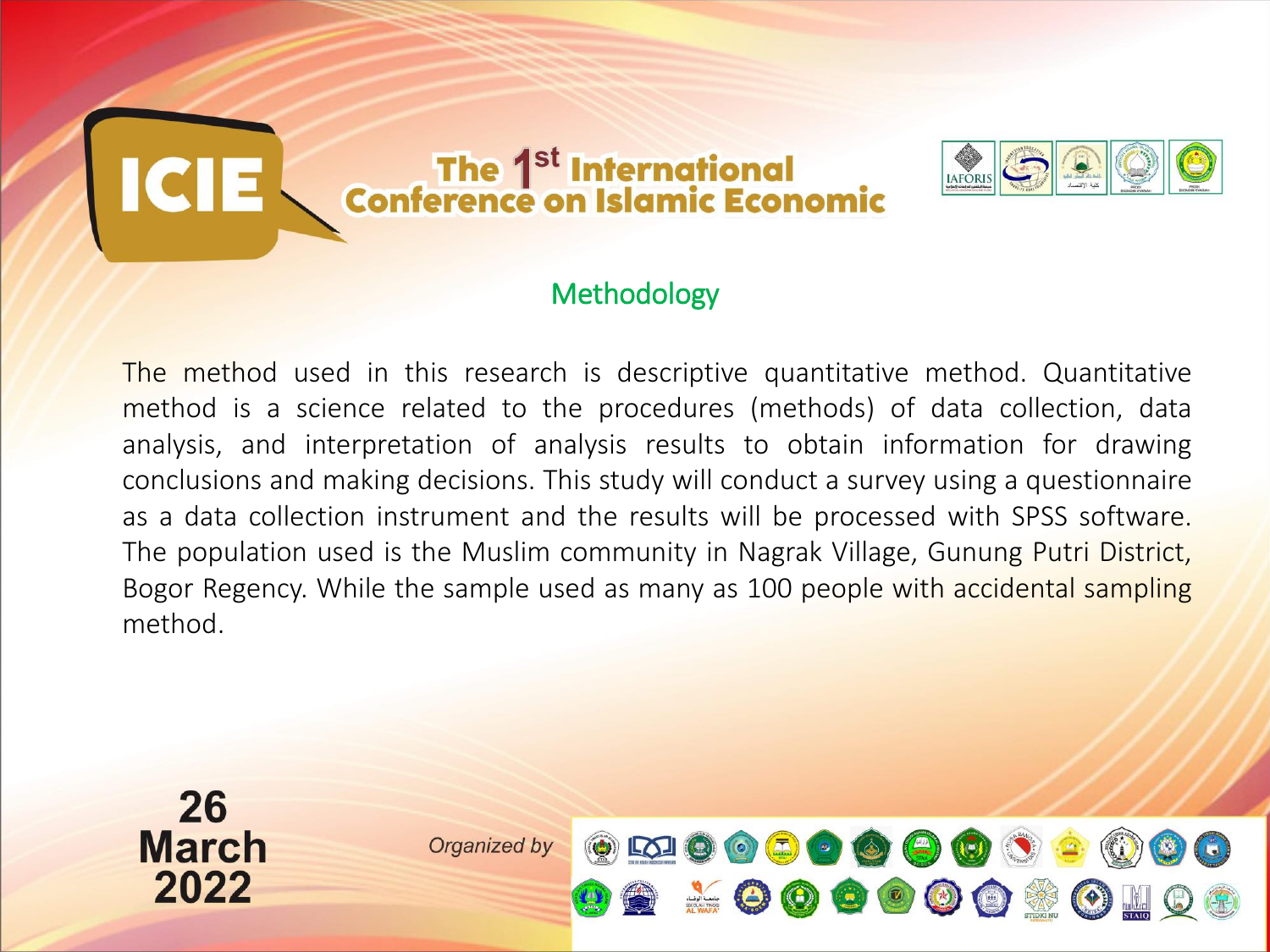## Methodology

The method used in this research is descriptive quantitative method. Quantitative method is a science related to the procedures (methods) of data collection, data analysis, and interpretation of analysis results to obtain information for drawing conclusions and making decisions. This study will conduct a survey using a questionnaire as a data collection instrument and the results will be processed with SPSS software. The population used is the Muslim community in Nagrak Village, Gunung Putri District, Bogor Regency. While the sample used as many as 100 people with accidental sampling method.